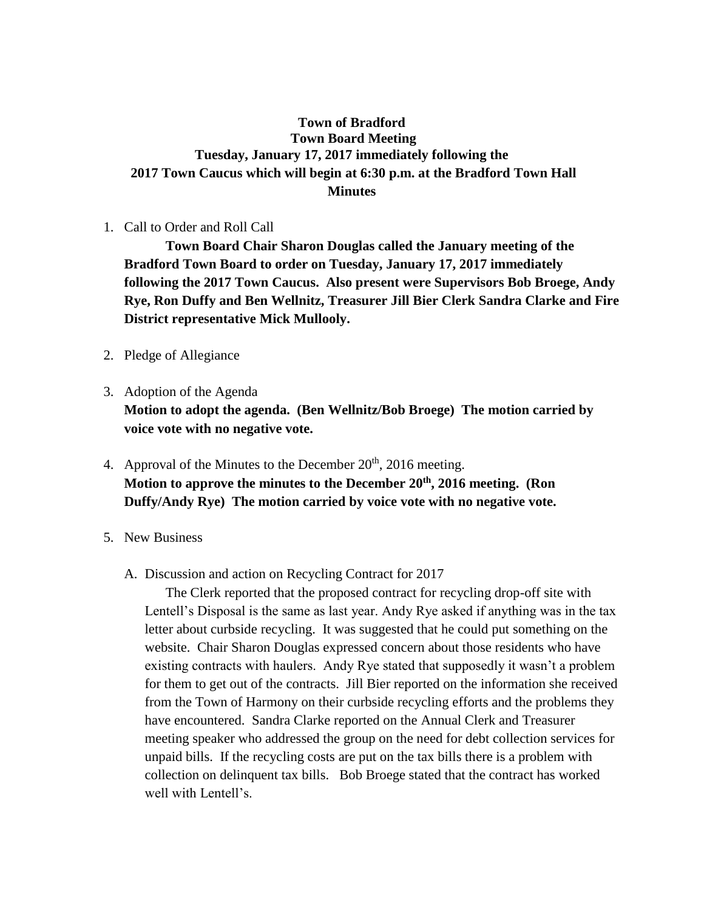**Town of Bradford**
**Town Board Meeting**
**Tuesday, January 17, 2017 immediately following the 2017 Town Caucus which will begin at 6:30 p.m. at the Bradford Town Hall**
**Minutes**

1. Call to Order and Roll Call

   **Town Board Chair Sharon Douglas called the January meeting of the Bradford Town Board to order on Tuesday, January 17, 2017 immediately following the 2017 Town Caucus. Also present were Supervisors Bob Broege, Andy Rye, Ron Duffy and Ben Wellnitz, Treasurer Jill Bier Clerk Sandra Clarke and Fire District representative Mick Mullooly.**

2. Pledge of Allegiance

3. Adoption of the Agenda

   **Motion to adopt the agenda. (Ben Wellnitz/Bob Broege) The motion carried by voice vote with no negative vote.**

4. Approval of the Minutes to the December 20th, 2016 meeting.

   **Motion to approve the minutes to the December 20th, 2016 meeting. (Ron Duffy/Andy Rye) The motion carried by voice vote with no negative vote.**

5. New Business

   A. Discussion and action on Recycling Contract for 2017

      The Clerk reported that the proposed contract for recycling drop-off site with Lentell's Disposal is the same as last year. Andy Rye asked if anything was in the tax letter about curbside recycling. It was suggested that he could put something on the website. Chair Sharon Douglas expressed concern about those residents who have existing contracts with haulers. Andy Rye stated that supposedly it wasn't a problem for them to get out of the contracts. Jill Bier reported on the information she received from the Town of Harmony on their curbside recycling efforts and the problems they have encountered. Sandra Clarke reported on the Annual Clerk and Treasurer meeting speaker who addressed the group on the need for debt collection services for unpaid bills. If the recycling costs are put on the tax bills there is a problem with collection on delinquent tax bills. Bob Broege stated that the contract has worked well with Lentell's.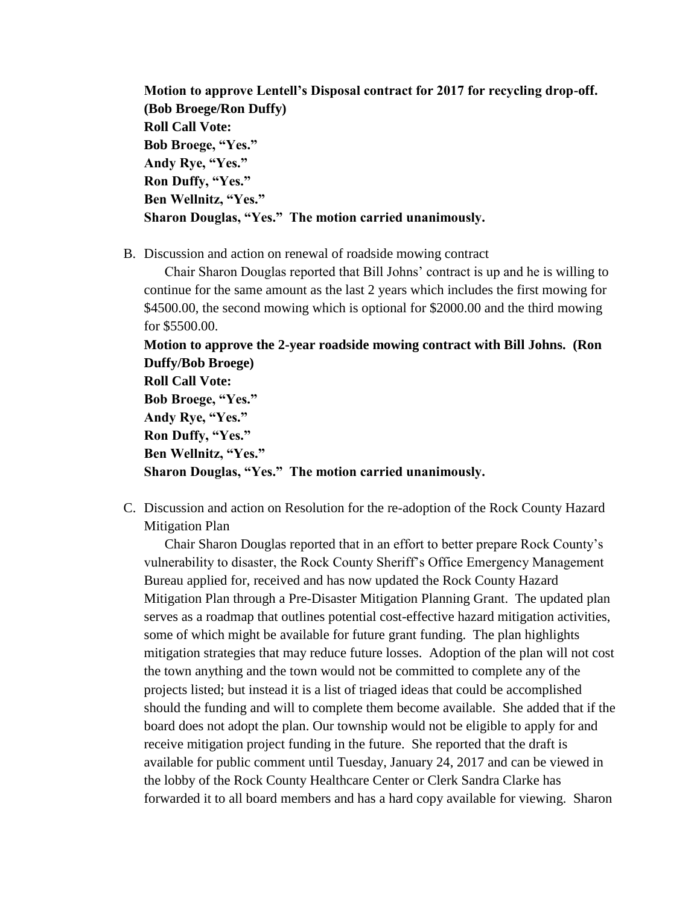**Motion to approve Lentell's Disposal contract for 2017 for recycling drop-off. (Bob Broege/Ron Duffy)**
**Roll Call Vote:**
**Bob Broege, "Yes."**
**Andy Rye, "Yes."**
**Ron Duffy, "Yes."**
**Ben Wellnitz, "Yes."**
**Sharon Douglas, "Yes." The motion carried unanimously.**

B. Discussion and action on renewal of roadside mowing contract

Chair Sharon Douglas reported that Bill Johns' contract is up and he is willing to continue for the same amount as the last 2 years which includes the first mowing for \$4500.00, the second mowing which is optional for \$2000.00 and the third mowing for \$5500.00.

**Motion to approve the 2-year roadside mowing contract with Bill Johns. (Ron Duffy/Bob Broege)**
**Roll Call Vote:**
**Bob Broege, "Yes."**
**Andy Rye, "Yes."**
**Ron Duffy, "Yes."**
**Ben Wellnitz, "Yes."**
**Sharon Douglas, "Yes." The motion carried unanimously.**

C. Discussion and action on Resolution for the re-adoption of the Rock County Hazard Mitigation Plan

Chair Sharon Douglas reported that in an effort to better prepare Rock County's vulnerability to disaster, the Rock County Sheriff's Office Emergency Management Bureau applied for, received and has now updated the Rock County Hazard Mitigation Plan through a Pre-Disaster Mitigation Planning Grant. The updated plan serves as a roadmap that outlines potential cost-effective hazard mitigation activities, some of which might be available for future grant funding. The plan highlights mitigation strategies that may reduce future losses. Adoption of the plan will not cost the town anything and the town would not be committed to complete any of the projects listed; but instead it is a list of triaged ideas that could be accomplished should the funding and will to complete them become available. She added that if the board does not adopt the plan. Our township would not be eligible to apply for and receive mitigation project funding in the future. She reported that the draft is available for public comment until Tuesday, January 24, 2017 and can be viewed in the lobby of the Rock County Healthcare Center or Clerk Sandra Clarke has forwarded it to all board members and has a hard copy available for viewing. Sharon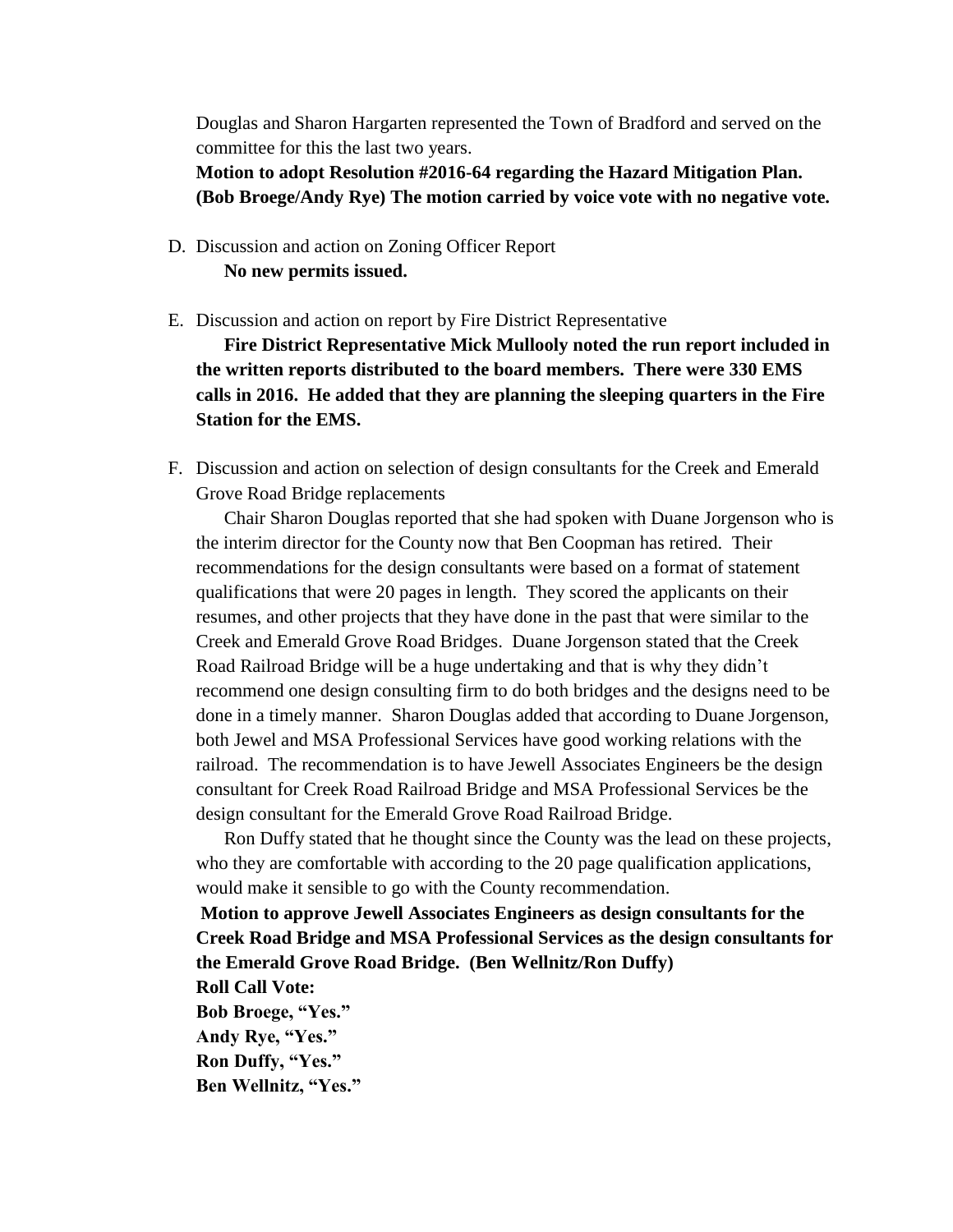Douglas and Sharon Hargarten represented the Town of Bradford and served on the committee for this the last two years.

**Motion to adopt Resolution #2016-64 regarding the Hazard Mitigation Plan. (Bob Broege/Andy Rye) The motion carried by voice vote with no negative vote.**

D. Discussion and action on Zoning Officer Report

**No new permits issued.**

E. Discussion and action on report by Fire District Representative

**Fire District Representative Mick Mullooly noted the run report included in the written reports distributed to the board members. There were 330 EMS calls in 2016. He added that they are planning the sleeping quarters in the Fire Station for the EMS.**

F. Discussion and action on selection of design consultants for the Creek and Emerald Grove Road Bridge replacements

Chair Sharon Douglas reported that she had spoken with Duane Jorgenson who is the interim director for the County now that Ben Coopman has retired. Their recommendations for the design consultants were based on a format of statement qualifications that were 20 pages in length. They scored the applicants on their resumes, and other projects that they have done in the past that were similar to the Creek and Emerald Grove Road Bridges. Duane Jorgenson stated that the Creek Road Railroad Bridge will be a huge undertaking and that is why they didn't recommend one design consulting firm to do both bridges and the designs need to be done in a timely manner. Sharon Douglas added that according to Duane Jorgenson, both Jewel and MSA Professional Services have good working relations with the railroad. The recommendation is to have Jewell Associates Engineers be the design consultant for Creek Road Railroad Bridge and MSA Professional Services be the design consultant for the Emerald Grove Road Railroad Bridge.

Ron Duffy stated that he thought since the County was the lead on these projects, who they are comfortable with according to the 20 page qualification applications, would make it sensible to go with the County recommendation.

**Motion to approve Jewell Associates Engineers as design consultants for the Creek Road Bridge and MSA Professional Services as the design consultants for the Emerald Grove Road Bridge. (Ben Wellnitz/Ron Duffy)**
**Roll Call Vote:**
**Bob Broege, "Yes."**
**Andy Rye, "Yes."**
**Ron Duffy, "Yes."**
**Ben Wellnitz, "Yes."**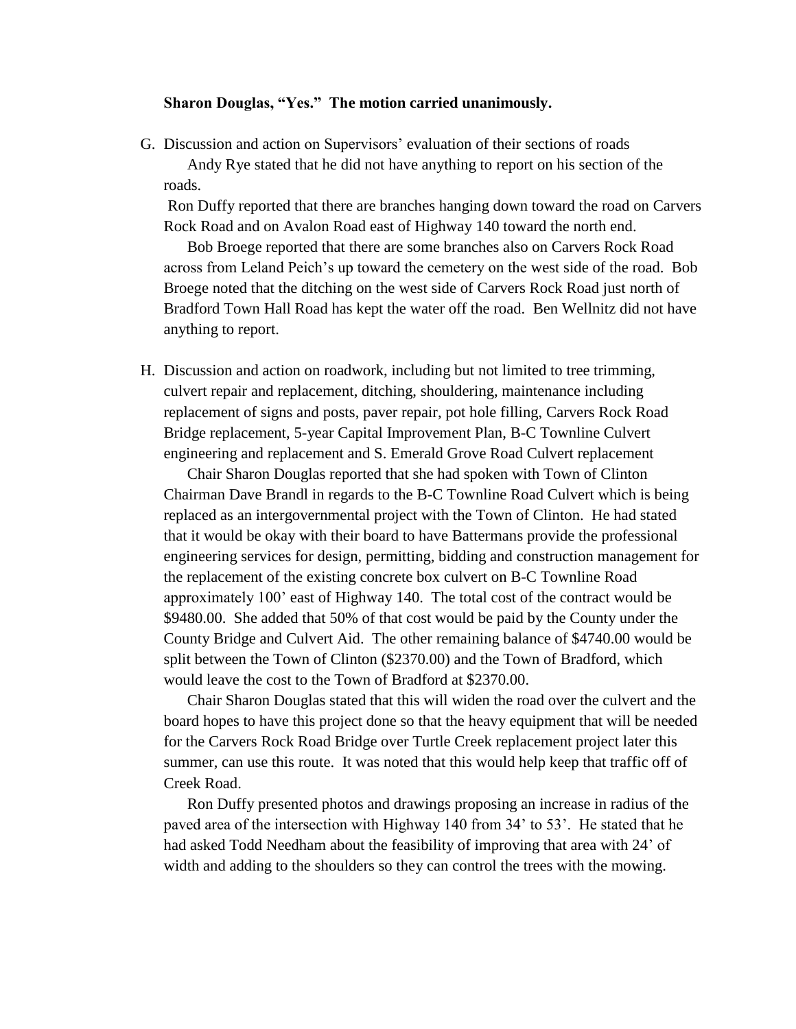**Sharon Douglas, "Yes." The motion carried unanimously.**

G. Discussion and action on Supervisors' evaluation of their sections of roads

Andy Rye stated that he did not have anything to report on his section of the roads.

Ron Duffy reported that there are branches hanging down toward the road on Carvers Rock Road and on Avalon Road east of Highway 140 toward the north end.

Bob Broege reported that there are some branches also on Carvers Rock Road across from Leland Peich's up toward the cemetery on the west side of the road. Bob Broege noted that the ditching on the west side of Carvers Rock Road just north of Bradford Town Hall Road has kept the water off the road. Ben Wellnitz did not have anything to report.

H. Discussion and action on roadwork, including but not limited to tree trimming, culvert repair and replacement, ditching, shouldering, maintenance including replacement of signs and posts, paver repair, pot hole filling, Carvers Rock Road Bridge replacement, 5-year Capital Improvement Plan, B-C Townline Culvert engineering and replacement and S. Emerald Grove Road Culvert replacement

Chair Sharon Douglas reported that she had spoken with Town of Clinton Chairman Dave Brandl in regards to the B-C Townline Road Culvert which is being replaced as an intergovernmental project with the Town of Clinton. He had stated that it would be okay with their board to have Battermans provide the professional engineering services for design, permitting, bidding and construction management for the replacement of the existing concrete box culvert on B-C Townline Road approximately 100' east of Highway 140. The total cost of the contract would be $9480.00. She added that 50% of that cost would be paid by the County under the County Bridge and Culvert Aid. The other remaining balance of $4740.00 would be split between the Town of Clinton ($2370.00) and the Town of Bradford, which would leave the cost to the Town of Bradford at $2370.00.

Chair Sharon Douglas stated that this will widen the road over the culvert and the board hopes to have this project done so that the heavy equipment that will be needed for the Carvers Rock Road Bridge over Turtle Creek replacement project later this summer, can use this route. It was noted that this would help keep that traffic off of Creek Road.

Ron Duffy presented photos and drawings proposing an increase in radius of the paved area of the intersection with Highway 140 from 34' to 53'. He stated that he had asked Todd Needham about the feasibility of improving that area with 24' of width and adding to the shoulders so they can control the trees with the mowing.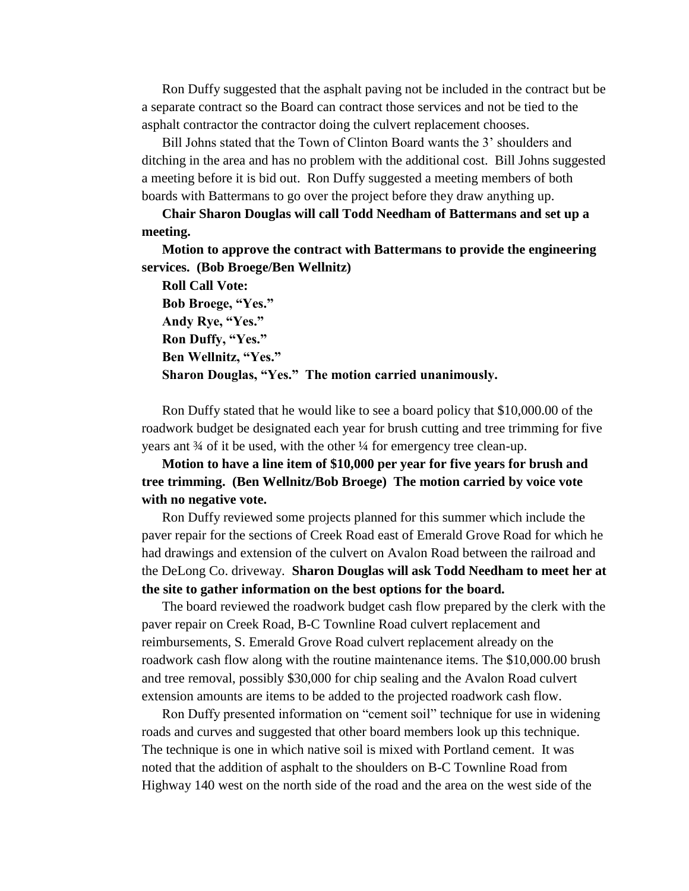Ron Duffy suggested that the asphalt paving not be included in the contract but be a separate contract so the Board can contract those services and not be tied to the asphalt contractor the contractor doing the culvert replacement chooses.

Bill Johns stated that the Town of Clinton Board wants the 3' shoulders and ditching in the area and has no problem with the additional cost. Bill Johns suggested a meeting before it is bid out. Ron Duffy suggested a meeting members of both boards with Battermans to go over the project before they draw anything up.

**Chair Sharon Douglas will call Todd Needham of Battermans and set up a meeting.**

**Motion to approve the contract with Battermans to provide the engineering services. (Bob Broege/Ben Wellnitz)**

**Roll Call Vote:**
**Bob Broege, "Yes."**
**Andy Rye, "Yes."**
**Ron Duffy, "Yes."**
**Ben Wellnitz, "Yes."**
**Sharon Douglas, "Yes." The motion carried unanimously.**

Ron Duffy stated that he would like to see a board policy that $10,000.00 of the roadwork budget be designated each year for brush cutting and tree trimming for five years ant ¾ of it be used, with the other ¼ for emergency tree clean-up.

**Motion to have a line item of $10,000 per year for five years for brush and tree trimming. (Ben Wellnitz/Bob Broege) The motion carried by voice vote with no negative vote.**

Ron Duffy reviewed some projects planned for this summer which include the paver repair for the sections of Creek Road east of Emerald Grove Road for which he had drawings and extension of the culvert on Avalon Road between the railroad and the DeLong Co. driveway. **Sharon Douglas will ask Todd Needham to meet her at the site to gather information on the best options for the board.**

The board reviewed the roadwork budget cash flow prepared by the clerk with the paver repair on Creek Road, B-C Townline Road culvert replacement and reimbursements, S. Emerald Grove Road culvert replacement already on the roadwork cash flow along with the routine maintenance items. The $10,000.00 brush and tree removal, possibly $30,000 for chip sealing and the Avalon Road culvert extension amounts are items to be added to the projected roadwork cash flow.

Ron Duffy presented information on "cement soil" technique for use in widening roads and curves and suggested that other board members look up this technique. The technique is one in which native soil is mixed with Portland cement. It was noted that the addition of asphalt to the shoulders on B-C Townline Road from Highway 140 west on the north side of the road and the area on the west side of the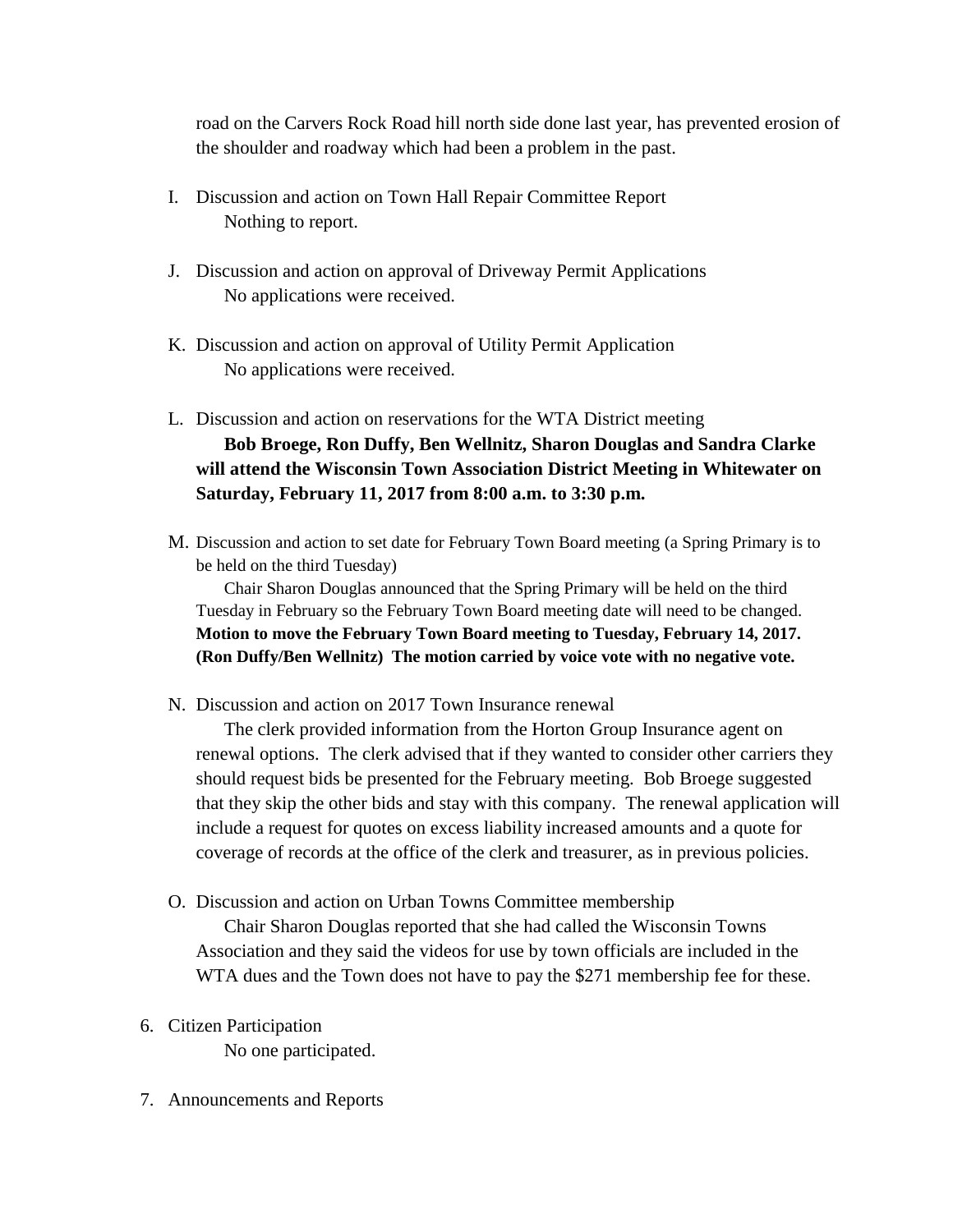road on the Carvers Rock Road hill north side done last year, has prevented erosion of the shoulder and roadway which had been a problem in the past.

I. Discussion and action on Town Hall Repair Committee Report
   Nothing to report.

J. Discussion and action on approval of Driveway Permit Applications
   No applications were received.

K. Discussion and action on approval of Utility Permit Application
   No applications were received.

L. Discussion and action on reservations for the WTA District meeting
   **Bob Broege, Ron Duffy, Ben Wellnitz, Sharon Douglas and Sandra Clarke will attend the Wisconsin Town Association District Meeting in Whitewater on Saturday, February 11, 2017 from 8:00 a.m. to 3:30 p.m.**

M. Discussion and action to set date for February Town Board meeting (a Spring Primary is to be held on the third Tuesday)
   Chair Sharon Douglas announced that the Spring Primary will be held on the third Tuesday in February so the February Town Board meeting date will need to be changed. **Motion to move the February Town Board meeting to Tuesday, February 14, 2017. (Ron Duffy/Ben Wellnitz) The motion carried by voice vote with no negative vote.**

N. Discussion and action on 2017 Town Insurance renewal
   The clerk provided information from the Horton Group Insurance agent on renewal options. The clerk advised that if they wanted to consider other carriers they should request bids be presented for the February meeting. Bob Broege suggested that they skip the other bids and stay with this company. The renewal application will include a request for quotes on excess liability increased amounts and a quote for coverage of records at the office of the clerk and treasurer, as in previous policies.

O. Discussion and action on Urban Towns Committee membership
   Chair Sharon Douglas reported that she had called the Wisconsin Towns Association and they said the videos for use by town officials are included in the WTA dues and the Town does not have to pay the $271 membership fee for these.

6. Citizen Participation
   No one participated.

7. Announcements and Reports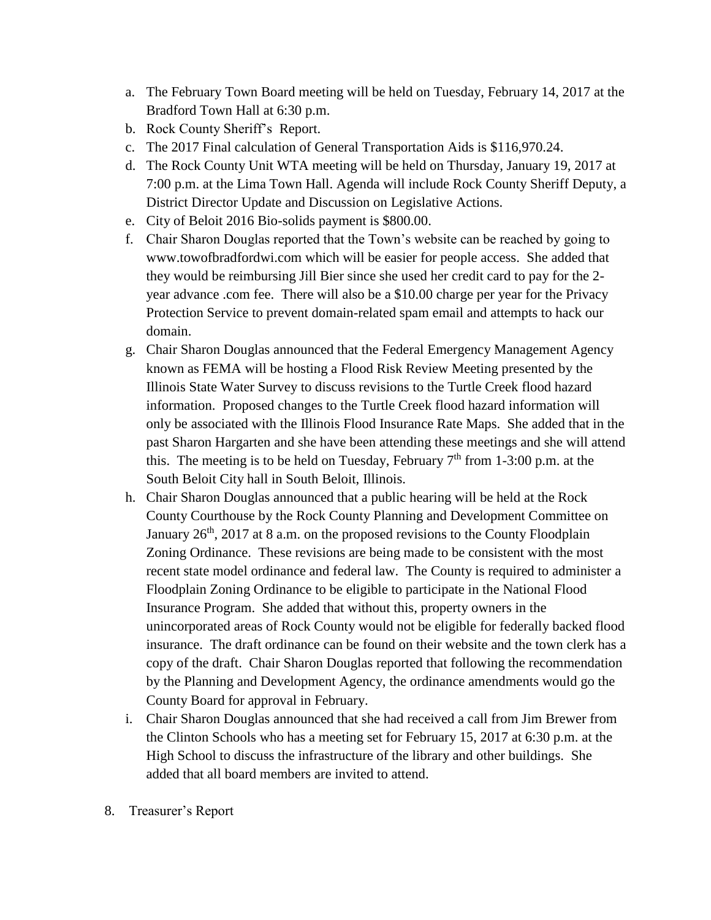a. The February Town Board meeting will be held on Tuesday, February 14, 2017 at the Bradford Town Hall at 6:30 p.m.
b. Rock County Sheriff's Report.
c. The 2017 Final calculation of General Transportation Aids is $116,970.24.
d. The Rock County Unit WTA meeting will be held on Thursday, January 19, 2017 at 7:00 p.m. at the Lima Town Hall. Agenda will include Rock County Sheriff Deputy, a District Director Update and Discussion on Legislative Actions.
e. City of Beloit 2016 Bio-solids payment is $800.00.
f. Chair Sharon Douglas reported that the Town's website can be reached by going to www.towofbradfordwi.com which will be easier for people access. She added that they would be reimbursing Jill Bier since she used her credit card to pay for the 2-year advance .com fee. There will also be a $10.00 charge per year for the Privacy Protection Service to prevent domain-related spam email and attempts to hack our domain.
g. Chair Sharon Douglas announced that the Federal Emergency Management Agency known as FEMA will be hosting a Flood Risk Review Meeting presented by the Illinois State Water Survey to discuss revisions to the Turtle Creek flood hazard information. Proposed changes to the Turtle Creek flood hazard information will only be associated with the Illinois Flood Insurance Rate Maps. She added that in the past Sharon Hargarten and she have been attending these meetings and she will attend this. The meeting is to be held on Tuesday, February 7th from 1-3:00 p.m. at the South Beloit City hall in South Beloit, Illinois.
h. Chair Sharon Douglas announced that a public hearing will be held at the Rock County Courthouse by the Rock County Planning and Development Committee on January 26th, 2017 at 8 a.m. on the proposed revisions to the County Floodplain Zoning Ordinance. These revisions are being made to be consistent with the most recent state model ordinance and federal law. The County is required to administer a Floodplain Zoning Ordinance to be eligible to participate in the National Flood Insurance Program. She added that without this, property owners in the unincorporated areas of Rock County would not be eligible for federally backed flood insurance. The draft ordinance can be found on their website and the town clerk has a copy of the draft. Chair Sharon Douglas reported that following the recommendation by the Planning and Development Agency, the ordinance amendments would go the County Board for approval in February.
i. Chair Sharon Douglas announced that she had received a call from Jim Brewer from the Clinton Schools who has a meeting set for February 15, 2017 at 6:30 p.m. at the High School to discuss the infrastructure of the library and other buildings. She added that all board members are invited to attend.

8. Treasurer's Report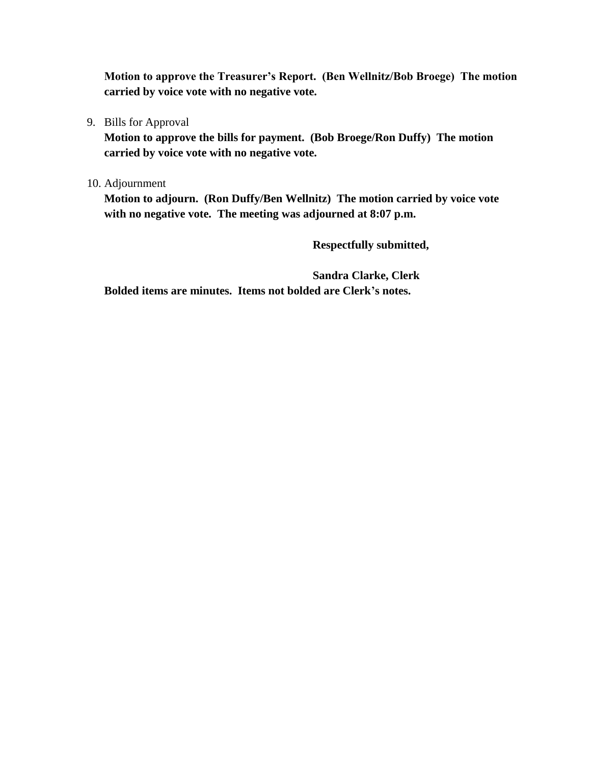**Motion to approve the Treasurer's Report. (Ben Wellnitz/Bob Broege) The motion carried by voice vote with no negative vote.**

9. Bills for Approval

   **Motion to approve the bills for payment. (Bob Broege/Ron Duffy) The motion carried by voice vote with no negative vote.**

10. Adjournment

    **Motion to adjourn. (Ron Duffy/Ben Wellnitz) The motion carried by voice vote with no negative vote. The meeting was adjourned at 8:07 p.m.**

**Respectfully submitted,**

**Sandra Clarke, Clerk**

**Bolded items are minutes. Items not bolded are Clerk's notes.**